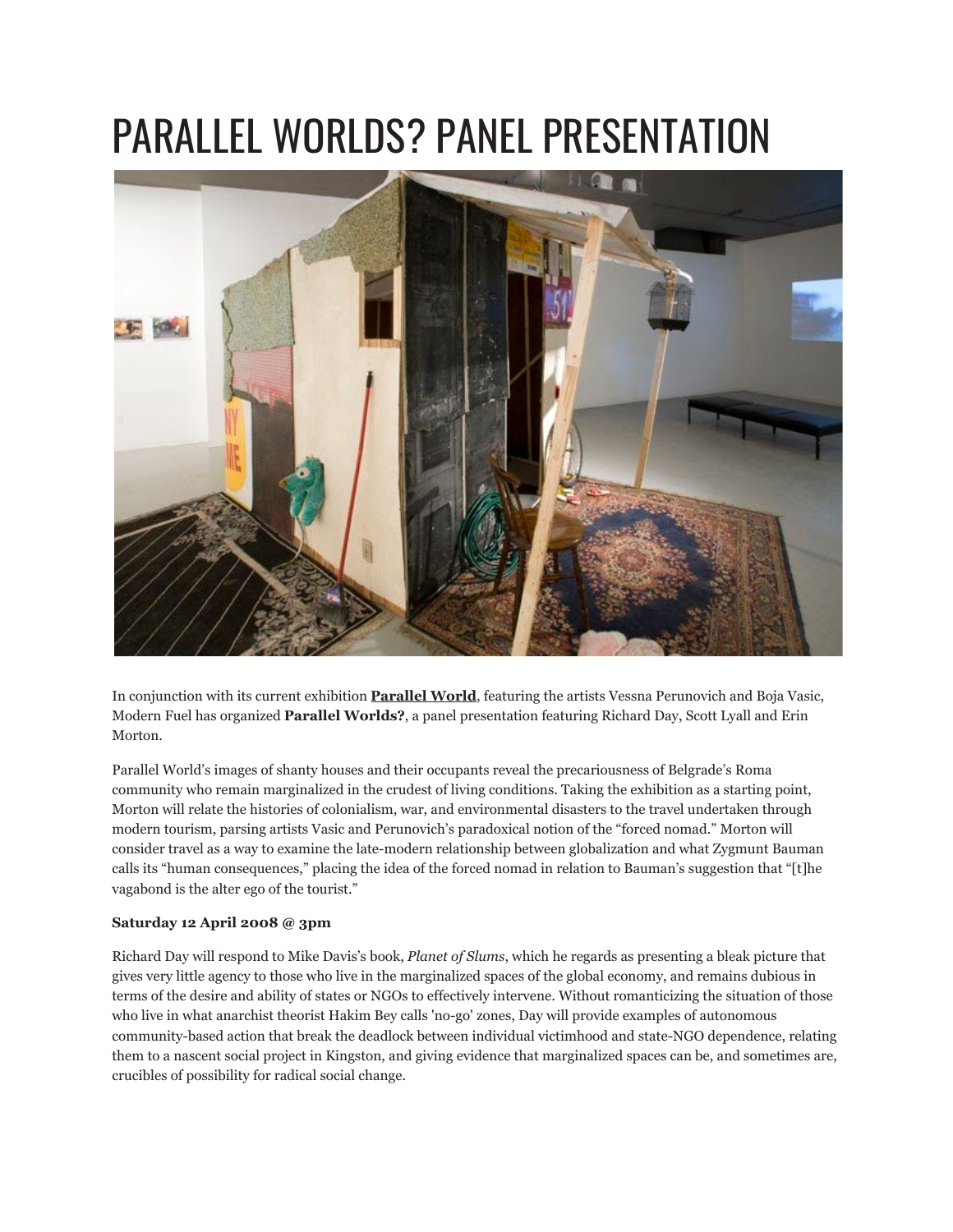# PARALLEL WORLDS? PANEL PRESENTATION

In conjunction with its current exhibition **Parallel World**, featuring the artists Vessna Perunovich and Boja Vasic, Modern Fuel has organized **Parallel Worlds?**, a panel presentation featuring Richard Day, Scott Lyall and Erin Morton.

Parallel World's images of shanty houses and their occupants reveal the precariousness of Belgrade's Roma community who remain marginalized in the crudest of living conditions. Taking the exhibition as a starting point, Morton will relate the histories of colonialism, war, and environmental disasters to the travel undertaken through modern tourism, parsing artists Vasic and Perunovich's paradoxical notion of the "forced nomad." Morton will consider travel as a way to examine the late-modern relationship between globalization and what Zygmunt Bauman calls its "human consequences," placing the idea of the forced nomad in relation to Bauman's suggestion that "[t]he vagabond is the alter ego of the tourist."

**Saturday 12 April 2008 @ 3pm**

Richard Day will respond to Mike Davis's book, *Planet of Slums*, which he regards as presenting a bleak picture that gives very little agency to those who live in the marginalized spaces of the global economy, and remains dubious in terms of the desire and ability of states or NGOs to effectively intervene. Without romanticizing the situation of those who live in what anarchist theorist Hakim Bey calls 'no-go' zones, Day will provide examples of autonomous community-based action that break the deadlock between individual victimhood and state-NGO dependence, relating them to a nascent social project in Kingston, and giving evidence that marginalized spaces can be, and sometimes are, crucibles of possibility for radical social change.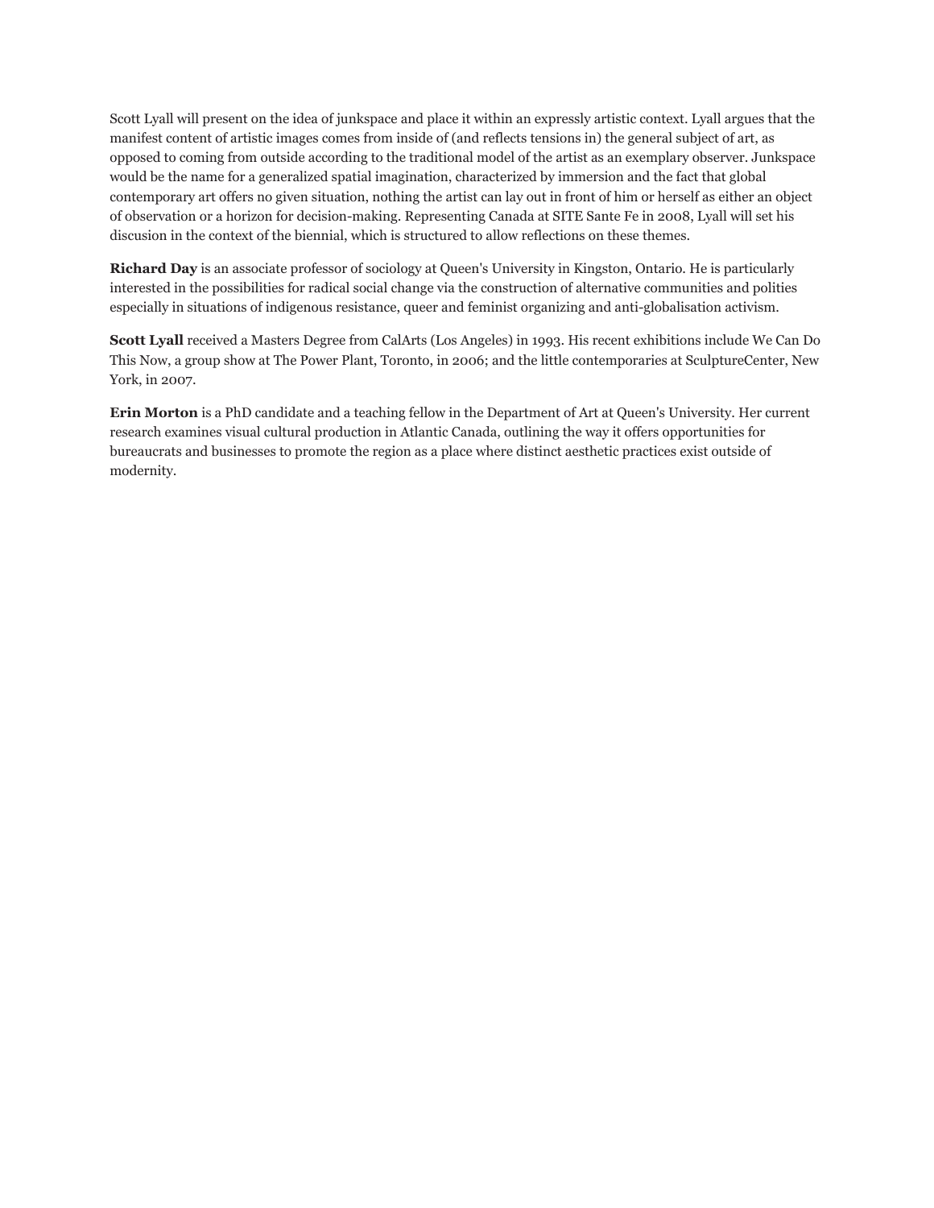Scott Lyall will present on the idea of junkspace and place it within an expressly artistic context. Lyall argues that the manifest content of artistic images comes from inside of (and reflects tensions in) the general subject of art, as opposed to coming from outside according to the traditional model of the artist as an exemplary observer. Junkspace would be the name for a generalized spatial imagination, characterized by immersion and the fact that global contemporary art offers no given situation, nothing the artist can lay out in front of him or herself as either an object of observation or a horizon for decision-making. Representing Canada at SITE Sante Fe in 2008, Lyall will set his discusion in the context of the biennial, which is structured to allow reflections on these themes.

**Richard Day** is an associate professor of sociology at Queen's University in Kingston, Ontario. He is particularly interested in the possibilities for radical social change via the construction of alternative communities and polities especially in situations of indigenous resistance, queer and feminist organizing and anti-globalisation activism.

**Scott Lyall** received a Masters Degree from CalArts (Los Angeles) in 1993. His recent exhibitions include We Can Do This Now, a group show at The Power Plant, Toronto, in 2006; and the little contemporaries at SculptureCenter, New York, in 2007.

**Erin Morton** is a PhD candidate and a teaching fellow in the Department of Art at Queen's University. Her current research examines visual cultural production in Atlantic Canada, outlining the way it offers opportunities for bureaucrats and businesses to promote the region as a place where distinct aesthetic practices exist outside of modernity.